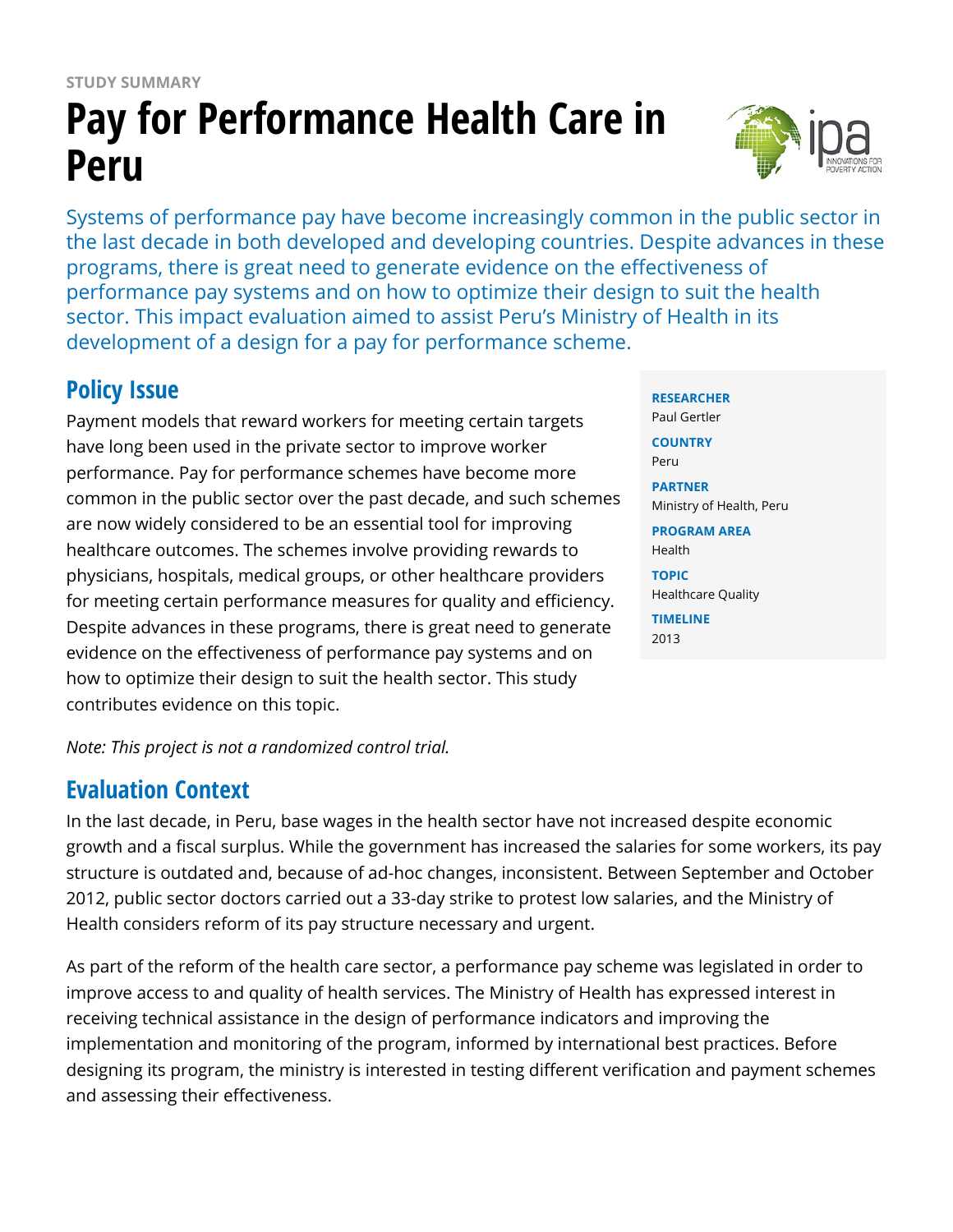STUDY SUMMARY

# Pay for Performance Health Care in Peru

Systems of performance pay have become increasingly common in the public sector in the last decade in both developed and developing countries. Despite advances in these programs, there is great need to generate evidence on the effectiveness of performance pay systems and on how to optimize their design to suit the health sector. This impact evaluation aimed to assist Peru's Ministry of Health in its development of a design for a pay for performance scheme.

**RESEARCHER**
Paul Gertler

**COUNTRY**
Peru

**PARTNER**
Ministry of Health, Peru

**PROGRAM AREA**
Health

**TOPIC**
Healthcare Quality

**TIMELINE**
2013

## Policy Issue

Payment models that reward workers for meeting certain targets have long been used in the private sector to improve worker performance. Pay for performance schemes have become more common in the public sector over the past decade, and such schemes are now widely considered to be an essential tool for improving healthcare outcomes. The schemes involve providing rewards to physicians, hospitals, medical groups, or other healthcare providers for meeting certain performance measures for quality and efficiency. Despite advances in these programs, there is great need to generate evidence on the effectiveness of performance pay systems and on how to optimize their design to suit the health sector. This study contributes evidence on this topic.

*Note: This project is not a randomized control trial.*

## Evaluation Context

In the last decade, in Peru, base wages in the health sector have not increased despite economic growth and a fiscal surplus. While the government has increased the salaries for some workers, its pay structure is outdated and, because of ad-hoc changes, inconsistent. Between September and October 2012, public sector doctors carried out a 33-day strike to protest low salaries, and the Ministry of Health considers reform of its pay structure necessary and urgent.

As part of the reform of the health care sector, a performance pay scheme was legislated in order to improve access to and quality of health services. The Ministry of Health has expressed interest in receiving technical assistance in the design of performance indicators and improving the implementation and monitoring of the program, informed by international best practices. Before designing its program, the ministry is interested in testing different verification and payment schemes and assessing their effectiveness.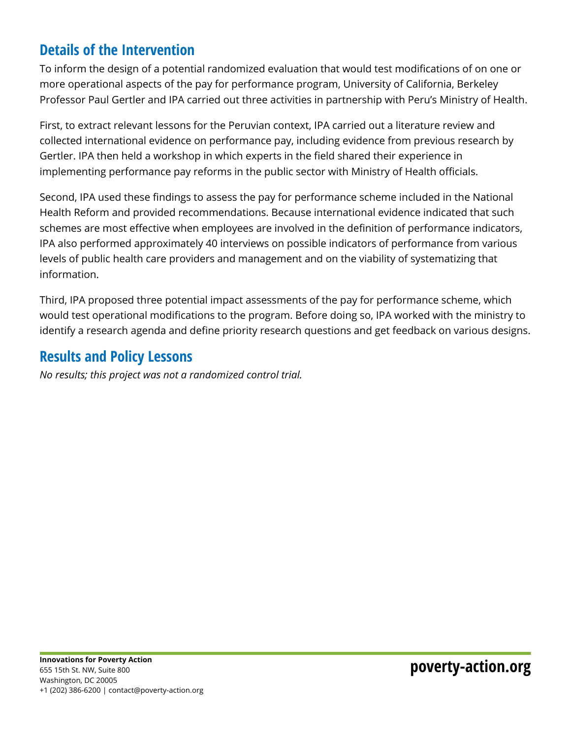## Details of the Intervention

To inform the design of a potential randomized evaluation that would test modifications of on one or more operational aspects of the pay for performance program, University of California, Berkeley Professor Paul Gertler and IPA carried out three activities in partnership with Peru's Ministry of Health.

First, to extract relevant lessons for the Peruvian context, IPA carried out a literature review and collected international evidence on performance pay, including evidence from previous research by Gertler. IPA then held a workshop in which experts in the field shared their experience in implementing performance pay reforms in the public sector with Ministry of Health officials.

Second, IPA used these findings to assess the pay for performance scheme included in the National Health Reform and provided recommendations. Because international evidence indicated that such schemes are most effective when employees are involved in the definition of performance indicators, IPA also performed approximately 40 interviews on possible indicators of performance from various levels of public health care providers and management and on the viability of systematizing that information.

Third, IPA proposed three potential impact assessments of the pay for performance scheme, which would test operational modifications to the program. Before doing so, IPA worked with the ministry to identify a research agenda and define priority research questions and get feedback on various designs.

## Results and Policy Lessons

*No results; this project was not a randomized control trial.*